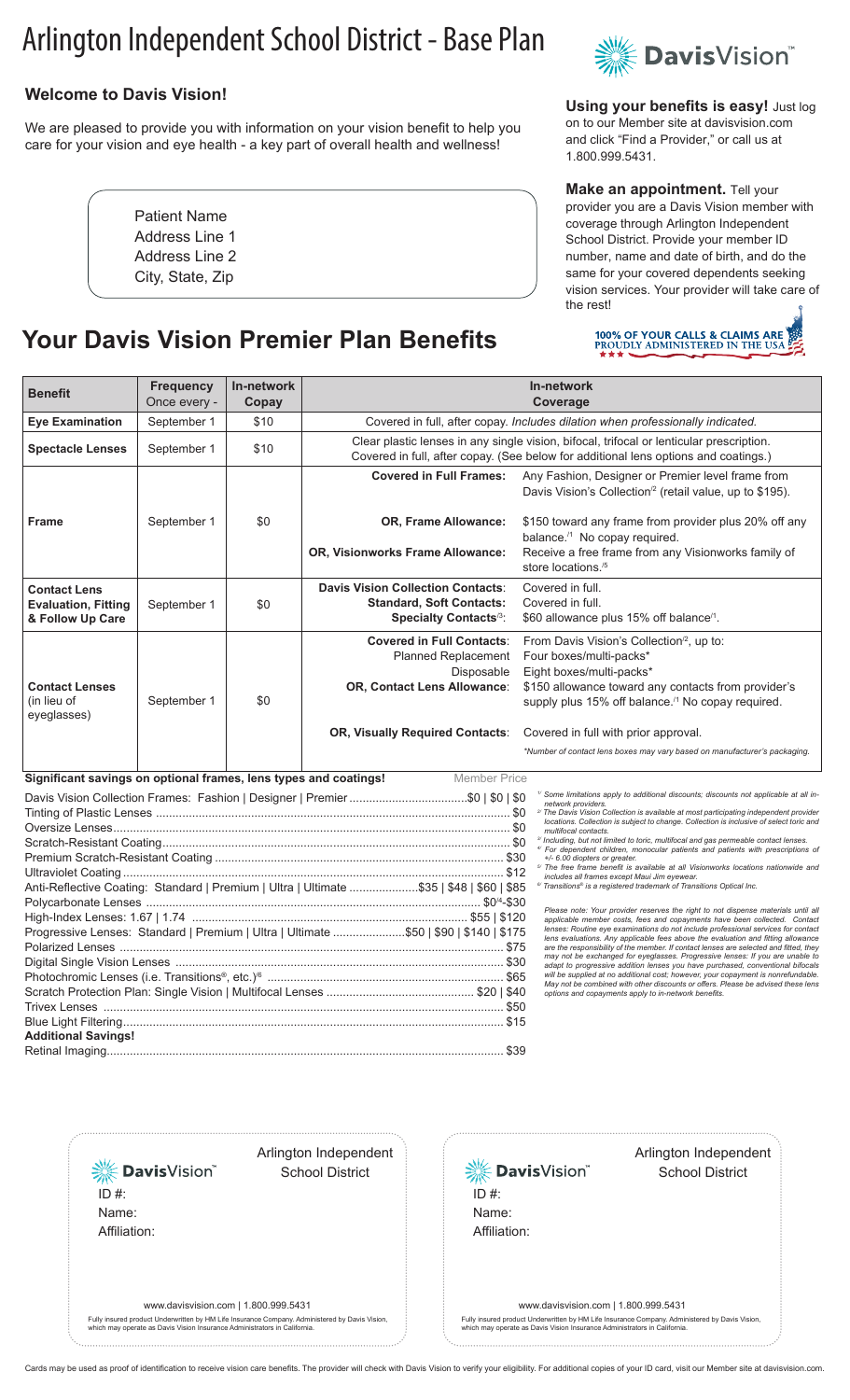# Arlington Independent School District - Base Plan

DavisVision™

## Welcome to Davis Vision!

We are pleased to provide you with information on your vision benefit to help you care for your vision and eye health - a key part of overall health and wellness!

Patient Name
Address Line 1
Address Line 2
City, State, Zip

**Using your benefits is easy!** Just log on to our Member site at davisvision.com and click "Find a Provider," or call us at 1.800.999.5431.

**Make an appointment.** Tell your provider you are a Davis Vision member with coverage through Arlington Independent School District. Provide your member ID number, name and date of birth, and do the same for your covered dependents seeking vision services. Your provider will take care of the rest!

100% OF YOUR CALLS & CLAIMS ARE PROUDLY ADMINISTERED IN THE USA

## Your Davis Vision Premier Plan Benefits

| Benefit | Frequency Once every - | In-network Copay | In-network Coverage | |
|---|---|---|---|---|
| **Eye Examination** | September 1 | $10 | Covered in full, after copay. *Includes dilation when professionally indicated.* | |
| **Spectacle Lenses** | September 1 | $10 | Clear plastic lenses in any single vision, bifocal, trifocal or lenticular prescription. Covered in full, after copay. (See below for additional lens options and coatings.) | |
| **Frame** | September 1 | $0 | **Covered in Full Frames:** | Any Fashion, Designer or Premier level frame from Davis Vision's Collection[2] (retail value, up to $195). |
| | | | **OR, Frame Allowance:** | $150 toward any frame from provider plus 20% off any balance.[1] No copay required. |
| | | | **OR, Visionworks Frame Allowance:** | Receive a free frame from any Visionworks family of store locations.[5] |
| **Contact Lens Evaluation, Fitting & Follow Up Care** | September 1 | $0 | **Davis Vision Collection Contacts:** | Covered in full. |
| | | | **Standard, Soft Contacts:** | Covered in full. |
| | | | **Specialty Contacts[3]:** | $60 allowance plus 15% off balance[1]. |
| **Contact Lenses** (in lieu of eyeglasses) | September 1 | $0 | **Covered in Full Contacts:** | From Davis Vision's Collection[2], up to: |
| | | | Planned Replacement | Four boxes/multi-packs* |
| | | | Disposable | Eight boxes/multi-packs* |
| | | | **OR, Contact Lens Allowance:** | $150 allowance toward any contacts from provider's supply plus 15% off balance.[1] No copay required. |
| | | | **OR, Visually Required Contacts:** | Covered in full with prior approval. |
| | | | | *Number of contact lens boxes may vary based on manufacturer's packaging. |

**Significant savings on optional frames, lens types and coatings!**

| | Member Price |
|---|---|
| Davis Vision Collection Frames: Fashion \| Designer \| Premier | $0 \| $0 \| $0 |
| Tinting of Plastic Lenses | $0 |
| Oversize Lenses | $0 |
| Scratch-Resistant Coating | $0 |
| Premium Scratch-Resistant Coating | $30 |
| Ultraviolet Coating | $12 |
| Anti-Reflective Coating: Standard \| Premium \| Ultra \| Ultimate | $35 \| $48 \| $60 \| $85 |
| Polycarbonate Lenses | $0[4]-$30 |
| High-Index Lenses: 1.67 \| 1.74 | $55 \| $120 |
| Progressive Lenses: Standard \| Premium \| Ultra \| Ultimate | $50 \| $90 \| $140 \| $175 |
| Polarized Lenses | $75 |
| Digital Single Vision Lenses | $30 |
| Photochromic Lenses (i.e. Transitions®, etc.)[6] | $65 |
| Scratch Protection Plan: Single Vision \| Multifocal Lenses | $20 \| $40 |
| Trivex Lenses | $50 |
| Blue Light Filtering | $15 |
| **Additional Savings!** | |
| Retinal Imaging | $39 |

*[1] Some limitations apply to additional discounts; discounts not applicable at all in-network providers.*
*[2] The Davis Vision Collection is available at most participating independent provider locations. Collection is subject to change. Collection is inclusive of select toric and multifocal contacts.*
*[3] Including, but not limited to toric, multifocal and gas permeable contact lenses.*
*[4] For dependent children, monocular patients and patients with prescriptions of +/- 6.00 diopters or greater.*
*[5] The free frame benefit is available at all Visionworks locations nationwide and includes all frames except Maui Jim eyewear.*
*[6] Transitions® is a registered trademark of Transitions Optical Inc.*

*Please note: Your provider reserves the right to not dispense materials until all applicable member costs, fees and copayments have been collected. Contact lenses: Routine eye examinations do not include professional services for contact lens evaluations. Any applicable fees above the evaluation and fitting allowance are the responsibility of the member. If contact lenses are selected and fitted, they may not be exchanged for eyeglasses. Progressive lenses: If you are unable to adapt to progressive addition lenses you have purchased, conventional bifocals will be supplied at no additional cost; however, your copayment is nonrefundable. May not be combined with other discounts or offers. Please be advised these lens options and copayments apply to in-network benefits.*

---

DavisVision™ — Arlington Independent School District

ID #:
Name:
Affiliation:

www.davisvision.com | 1.800.999.5431

Fully insured product Underwritten by HM Life Insurance Company. Administered by Davis Vision, which may operate as Davis Vision Insurance Administrators in California.

---

DavisVision™ — Arlington Independent School District

ID #:
Name:
Affiliation:

www.davisvision.com | 1.800.999.5431

Fully insured product Underwritten by HM Life Insurance Company. Administered by Davis Vision, which may operate as Davis Vision Insurance Administrators in California.

---

Cards may be used as proof of identification to receive vision care benefits. The provider will check with Davis Vision to verify your eligibility. For additional copies of your ID card, visit our Member site at davisvision.com.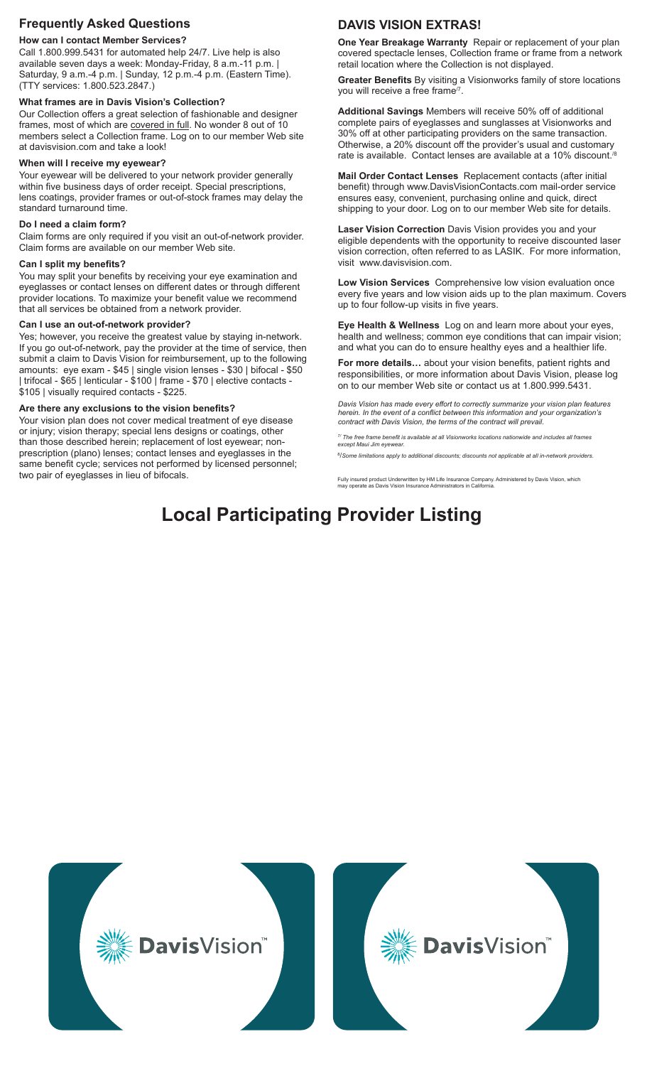## Frequently Asked Questions

### How can I contact Member Services?

Call 1.800.999.5431 for automated help 24/7. Live help is also available seven days a week: Monday-Friday, 8 a.m.-11 p.m. | Saturday, 9 a.m.-4 p.m. | Sunday, 12 p.m.-4 p.m. (Eastern Time). (TTY services: 1.800.523.2847.)

### What frames are in Davis Vision's Collection?

Our Collection offers a great selection of fashionable and designer frames, most of which are covered in full. No wonder 8 out of 10 members select a Collection frame. Log on to our member Web site at davisvision.com and take a look!

### When will I receive my eyewear?

Your eyewear will be delivered to your network provider generally within five business days of order receipt. Special prescriptions, lens coatings, provider frames or out-of-stock frames may delay the standard turnaround time.

### Do I need a claim form?

Claim forms are only required if you visit an out-of-network provider. Claim forms are available on our member Web site.

### Can I split my benefits?

You may split your benefits by receiving your eye examination and eyeglasses or contact lenses on different dates or through different provider locations. To maximize your benefit value we recommend that all services be obtained from a network provider.

### Can I use an out-of-network provider?

Yes; however, you receive the greatest value by staying in-network. If you go out-of-network, pay the provider at the time of service, then submit a claim to Davis Vision for reimbursement, up to the following amounts: eye exam - $45 | single vision lenses - $30 | bifocal - $50 | trifocal - $65 | lenticular - $100 | frame - $70 | elective contacts - $105 | visually required contacts - $225.

### Are there any exclusions to the vision benefits?

Your vision plan does not cover medical treatment of eye disease or injury; vision therapy; special lens designs or coatings, other than those described herein; replacement of lost eyewear; non-prescription (plano) lenses; contact lenses and eyeglasses in the same benefit cycle; services not performed by licensed personnel; two pair of eyeglasses in lieu of bifocals.

## DAVIS VISION EXTRAS!

**One Year Breakage Warranty** Repair or replacement of your plan covered spectacle lenses, Collection frame or frame from a network retail location where the Collection is not displayed.

**Greater Benefits** By visiting a Visionworks family of store locations you will receive a free frame[/7].

**Additional Savings** Members will receive 50% off of additional complete pairs of eyeglasses and sunglasses at Visionworks and 30% off at other participating providers on the same transaction. Otherwise, a 20% discount off the provider's usual and customary rate is available. Contact lenses are available at a 10% discount.[/8]

**Mail Order Contact Lenses** Replacement contacts (after initial benefit) through www.DavisVisionContacts.com mail-order service ensures easy, convenient, purchasing online and quick, direct shipping to your door. Log on to our member Web site for details.

**Laser Vision Correction** Davis Vision provides you and your eligible dependents with the opportunity to receive discounted laser vision correction, often referred to as LASIK. For more information, visit www.davisvision.com.

**Low Vision Services** Comprehensive low vision evaluation once every five years and low vision aids up to the plan maximum. Covers up to four follow-up visits in five years.

**Eye Health & Wellness** Log on and learn more about your eyes, health and wellness; common eye conditions that can impair vision; and what you can do to ensure healthy eyes and a healthier life.

**For more details…** about your vision benefits, patient rights and responsibilities, or more information about Davis Vision, please log on to our member Web site or contact us at 1.800.999.5431.

*Davis Vision has made every effort to correctly summarize your vision plan features herein. In the event of a conflict between this information and your organization's contract with Davis Vision, the terms of the contract will prevail.*

*[/7] The free frame benefit is available at all Visionworks locations nationwide and includes all frames except Maui Jim eyewear.*

*[8/] Some limitations apply to additional discounts; discounts not applicable at all in-network providers.*

Fully insured product Underwritten by HM Life Insurance Company. Administered by Davis Vision, which may operate as Davis Vision Insurance Administrators in California.

# Local Participating Provider Listing

DavisVision™

DavisVision™